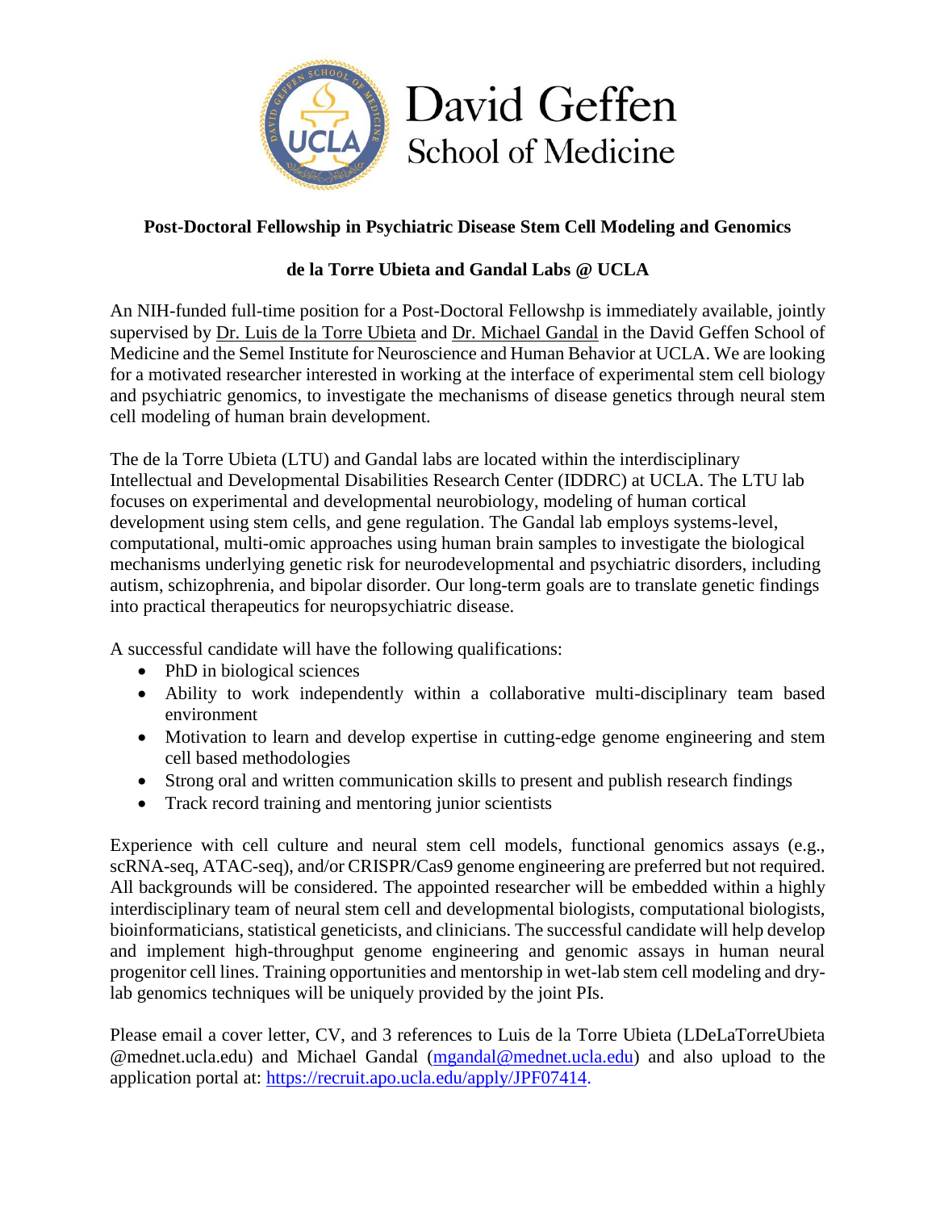David Geffen School of Medicine

**Post-Doctoral Fellowship in Psychiatric Disease Stem Cell Modeling and Genomics**

**de la Torre Ubieta and Gandal Labs @ UCLA**

An NIH-funded full-time position for a Post-Doctoral Fellowshp is immediately available, jointly supervised by Dr. Luis de la Torre Ubieta and Dr. Michael Gandal in the David Geffen School of Medicine and the Semel Institute for Neuroscience and Human Behavior at UCLA. We are looking for a motivated researcher interested in working at the interface of experimental stem cell biology and psychiatric genomics, to investigate the mechanisms of disease genetics through neural stem cell modeling of human brain development.

The de la Torre Ubieta (LTU) and Gandal labs are located within the interdisciplinary Intellectual and Developmental Disabilities Research Center (IDDRC) at UCLA. The LTU lab focuses on experimental and developmental neurobiology, modeling of human cortical development using stem cells, and gene regulation. The Gandal lab employs systems-level, computational, multi-omic approaches using human brain samples to investigate the biological mechanisms underlying genetic risk for neurodevelopmental and psychiatric disorders, including autism, schizophrenia, and bipolar disorder. Our long-term goals are to translate genetic findings into practical therapeutics for neuropsychiatric disease.

A successful candidate will have the following qualifications:

- PhD in biological sciences
- Ability to work independently within a collaborative multi-disciplinary team based environment
- Motivation to learn and develop expertise in cutting-edge genome engineering and stem cell based methodologies
- Strong oral and written communication skills to present and publish research findings
- Track record training and mentoring junior scientists

Experience with cell culture and neural stem cell models, functional genomics assays (e.g., scRNA-seq, ATAC-seq), and/or CRISPR/Cas9 genome engineering are preferred but not required. All backgrounds will be considered. The appointed researcher will be embedded within a highly interdisciplinary team of neural stem cell and developmental biologists, computational biologists, bioinformaticians, statistical geneticists, and clinicians. The successful candidate will help develop and implement high-throughput genome engineering and genomic assays in human neural progenitor cell lines. Training opportunities and mentorship in wet-lab stem cell modeling and dry-lab genomics techniques will be uniquely provided by the joint PIs.

Please email a cover letter, CV, and 3 references to Luis de la Torre Ubieta (LDeLaTorreUbieta @mednet.ucla.edu) and Michael Gandal (mgandal@mednet.ucla.edu) and also upload to the application portal at: https://recruit.apo.ucla.edu/apply/JPF07414.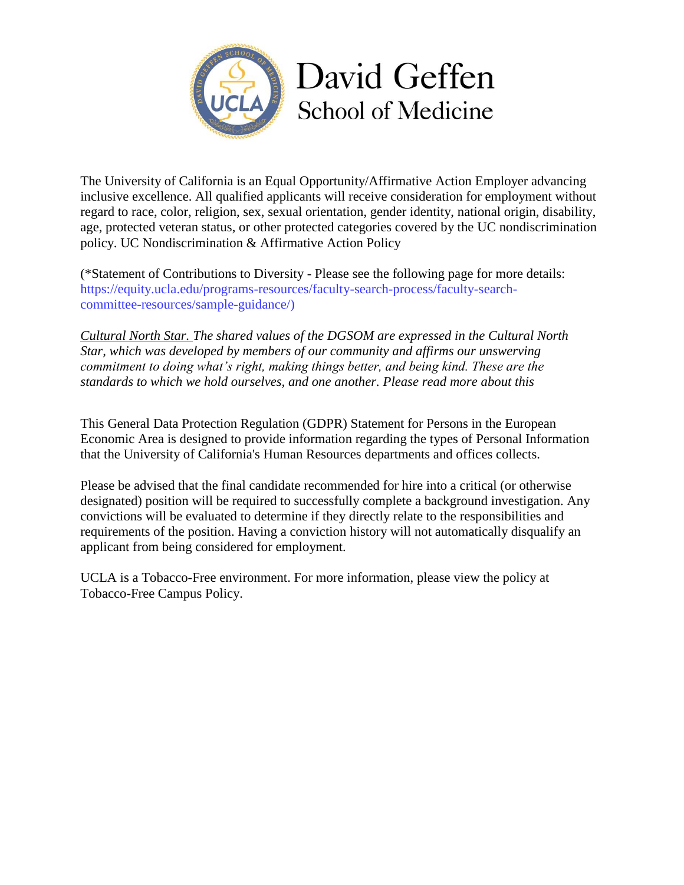David Geffen School of Medicine

The University of California is an Equal Opportunity/Affirmative Action Employer advancing inclusive excellence. All qualified applicants will receive consideration for employment without regard to race, color, religion, sex, sexual orientation, gender identity, national origin, disability, age, protected veteran status, or other protected categories covered by the UC nondiscrimination policy. UC Nondiscrimination & Affirmative Action Policy

(*Statement of Contributions to Diversity - Please see the following page for more details: https://equity.ucla.edu/programs-resources/faculty-search-process/faculty-search-committee-resources/sample-guidance/)

*Cultural North Star. The shared values of the DGSOM are expressed in the Cultural North Star, which was developed by members of our community and affirms our unswerving commitment to doing what's right, making things better, and being kind. These are the standards to which we hold ourselves, and one another. Please read more about this*

This General Data Protection Regulation (GDPR) Statement for Persons in the European Economic Area is designed to provide information regarding the types of Personal Information that the University of California's Human Resources departments and offices collects.

Please be advised that the final candidate recommended for hire into a critical (or otherwise designated) position will be required to successfully complete a background investigation. Any convictions will be evaluated to determine if they directly relate to the responsibilities and requirements of the position. Having a conviction history will not automatically disqualify an applicant from being considered for employment.

UCLA is a Tobacco-Free environment. For more information, please view the policy at Tobacco-Free Campus Policy.